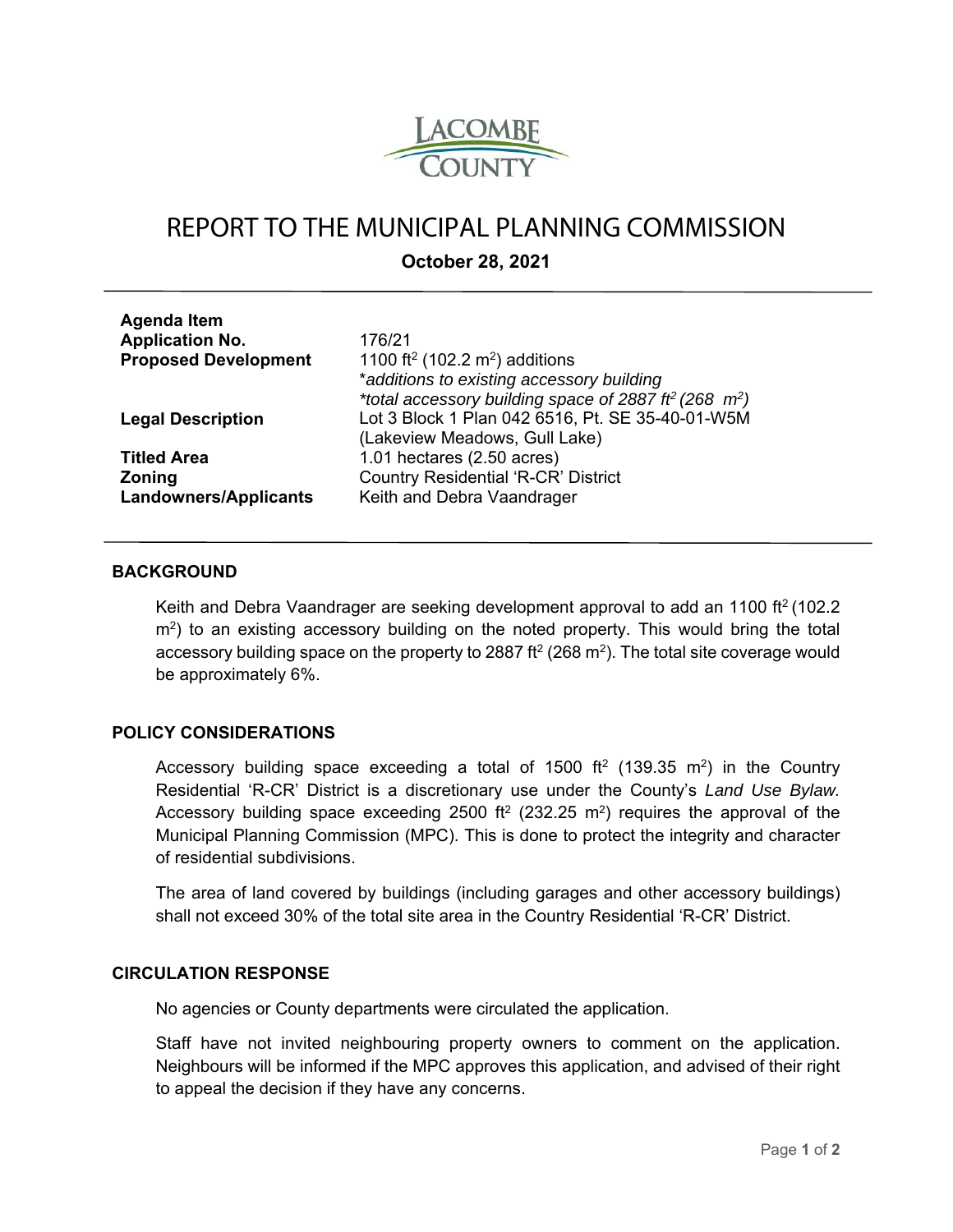LACOMBE COUNTY

# REPORT TO THE MUNICIPAL PLANNING COMMISSION

**October 28, 2021**

| | |
|---|---|
| **Agenda Item** | |
| **Application No.** | 176/21 |
| **Proposed Development** | 1100 ft$^2$ (102.2 m$^2$) additions<br>*additions to existing accessory building*<br>*\*total accessory building space of 2887 ft$^2$ (268 m$^2$)* |
| **Legal Description** | Lot 3 Block 1 Plan 042 6516, Pt. SE 35-40-01-W5M (Lakeview Meadows, Gull Lake) |
| **Titled Area** | 1.01 hectares (2.50 acres) |
| **Zoning** | Country Residential 'R-CR' District |
| **Landowners/Applicants** | Keith and Debra Vaandrager |

## BACKGROUND

Keith and Debra Vaandrager are seeking development approval to add an 1100 ft$^2$ (102.2 m$^2$) to an existing accessory building on the noted property. This would bring the total accessory building space on the property to 2887 ft$^2$ (268 m$^2$). The total site coverage would be approximately 6%.

## POLICY CONSIDERATIONS

Accessory building space exceeding a total of 1500 ft$^2$ (139.35 m$^2$) in the Country Residential 'R-CR' District is a discretionary use under the County's *Land Use Bylaw.* Accessory building space exceeding 2500 ft$^2$ (232.25 m$^2$) requires the approval of the Municipal Planning Commission (MPC). This is done to protect the integrity and character of residential subdivisions.

The area of land covered by buildings (including garages and other accessory buildings) shall not exceed 30% of the total site area in the Country Residential 'R-CR' District.

## CIRCULATION RESPONSE

No agencies or County departments were circulated the application.

Staff have not invited neighbouring property owners to comment on the application. Neighbours will be informed if the MPC approves this application, and advised of their right to appeal the decision if they have any concerns.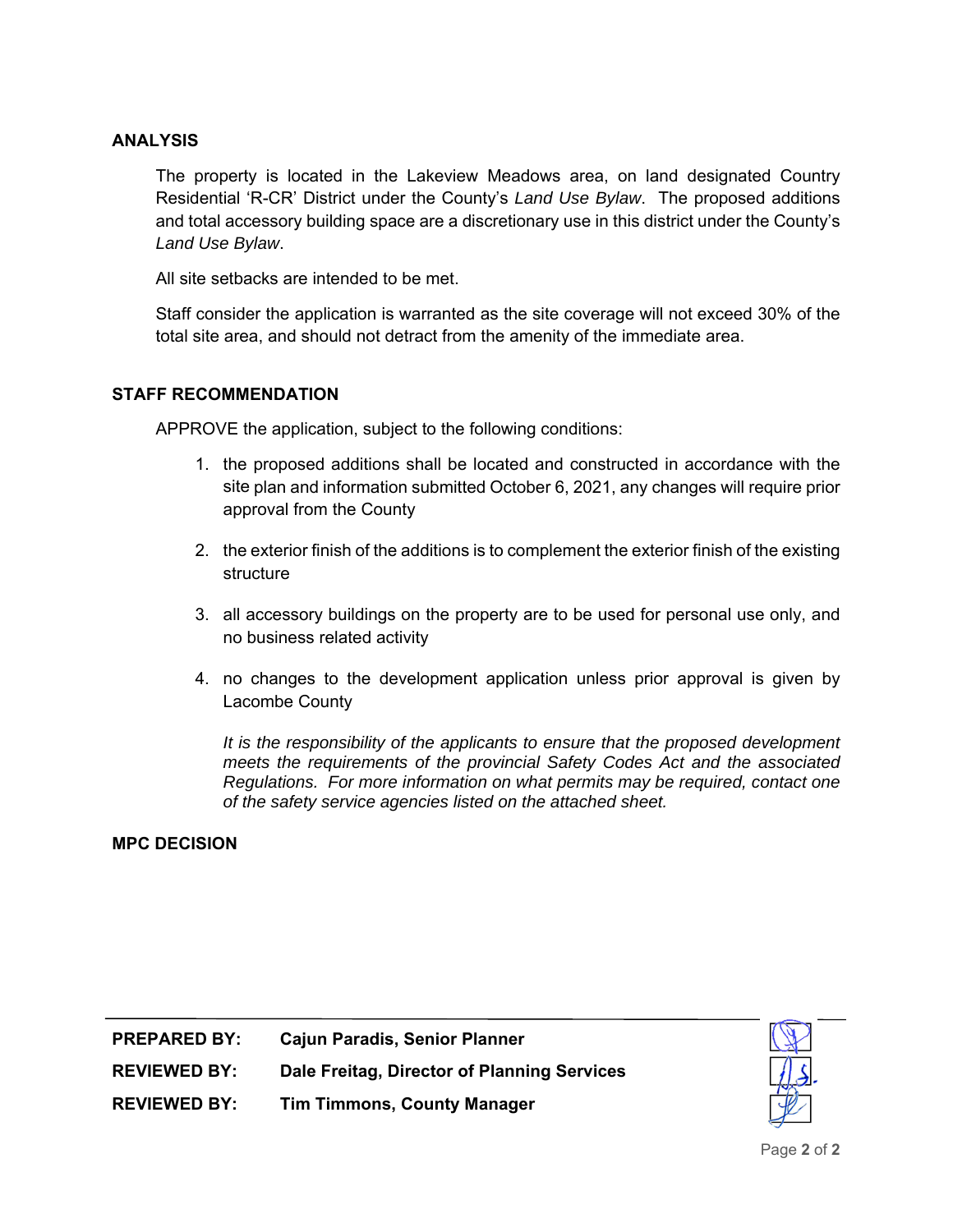## ANALYSIS

The property is located in the Lakeview Meadows area, on land designated Country Residential 'R-CR' District under the County's *Land Use Bylaw*. The proposed additions and total accessory building space are a discretionary use in this district under the County's *Land Use Bylaw*.

All site setbacks are intended to be met.

Staff consider the application is warranted as the site coverage will not exceed 30% of the total site area, and should not detract from the amenity of the immediate area.

## STAFF RECOMMENDATION

APPROVE the application, subject to the following conditions:

1. the proposed additions shall be located and constructed in accordance with the site plan and information submitted October 6, 2021, any changes will require prior approval from the County

2. the exterior finish of the additions is to complement the exterior finish of the existing structure

3. all accessory buildings on the property are to be used for personal use only, and no business related activity

4. no changes to the development application unless prior approval is given by Lacombe County

   *It is the responsibility of the applicants to ensure that the proposed development meets the requirements of the provincial Safety Codes Act and the associated Regulations. For more information on what permits may be required, contact one of the safety service agencies listed on the attached sheet.*

## MPC DECISION

**PREPARED BY:** **Cajun Paradis, Senior Planner**

**REVIEWED BY:** **Dale Freitag, Director of Planning Services**

**REVIEWED BY:** **Tim Timmons, County Manager**